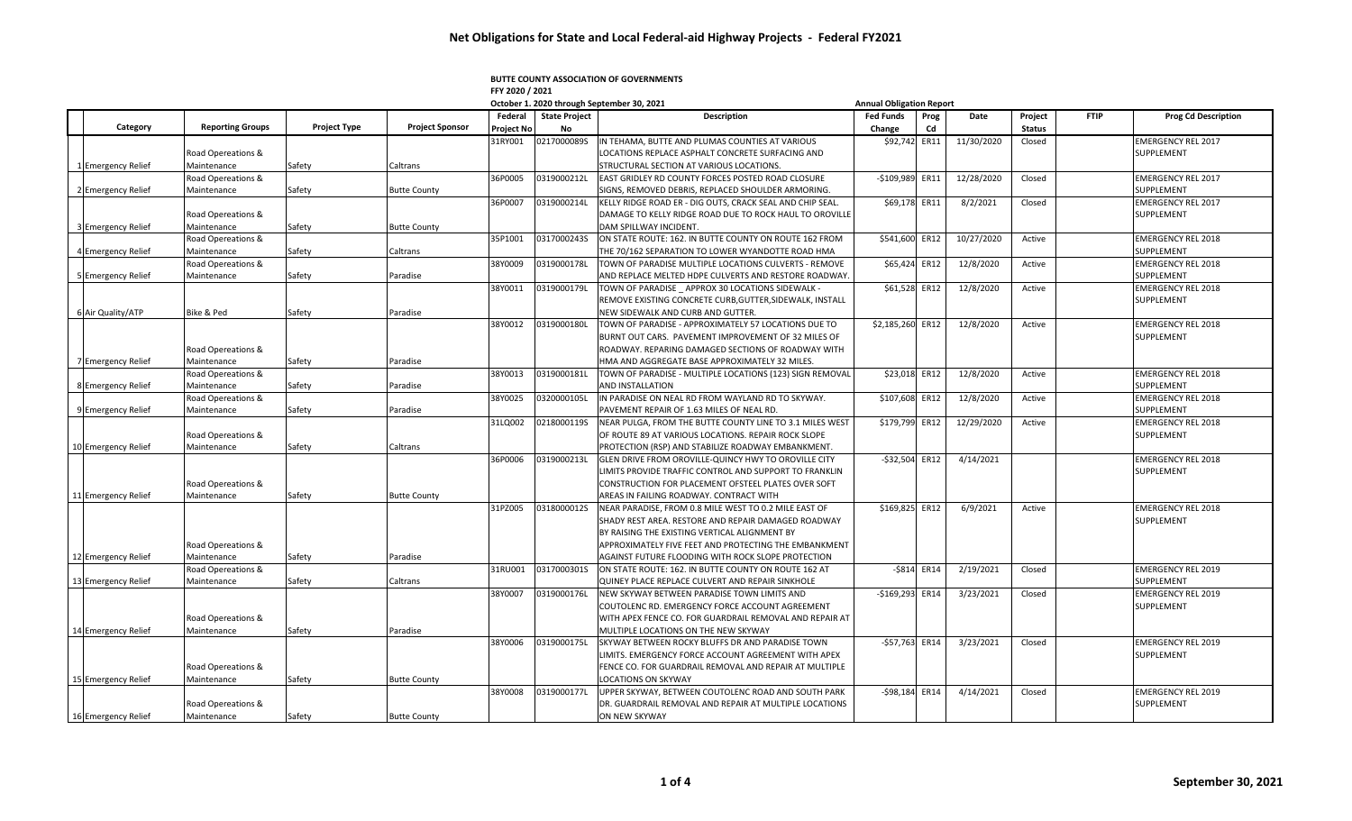# Net Obligations for State and Local Federal-aid Highway Projects - Federal FY2021

**BUTTE COUNTY ASSOCIATION OF GOVERNMENTS**
**FFY 2020 / 2021**
**October 1. 2020 through September 30, 2021**
**Annual Obligation Report**

| | Category | Reporting Groups | Project Type | Project Sponsor | Federal Project No | State Project No | Description | Fed Funds Change | Prog Cd | Date | Project Status | FTIP | Prog Cd Description |
|---|---|---|---|---|---|---|---|---|---|---|---|---|---|
| 1 | Emergency Relief | Road Opereations & Maintenance | Safety | Caltrans | 31RY001 | 0217000089S | IN TEHAMA, BUTTE AND PLUMAS COUNTIES AT VARIOUS LOCATIONS REPLACE ASPHALT CONCRETE SURFACING AND STRUCTURAL SECTION AT VARIOUS LOCATIONS. | $92,742 | ER11 | 11/30/2020 | Closed | | EMERGENCY REL 2017 SUPPLEMENT |
| 2 | Emergency Relief | Road Opereations & Maintenance | Safety | Butte County | 36P0005 | 0319000212L | EAST GRIDLEY RD COUNTY FORCES POSTED ROAD CLOSURE SIGNS, REMOVED DEBRIS, REPLACED SHOULDER ARMORING. | -$109,989 | ER11 | 12/28/2020 | Closed | | EMERGENCY REL 2017 SUPPLEMENT |
| 3 | Emergency Relief | Road Opereations & Maintenance | Safety | Butte County | 36P0007 | 0319000214L | KELLY RIDGE ROAD ER - DIG OUTS, CRACK SEAL AND CHIP SEAL. DAMAGE TO KELLY RIDGE ROAD DUE TO ROCK HAUL TO OROVILLE DAM SPILLWAY INCIDENT. | $69,178 | ER11 | 8/2/2021 | Closed | | EMERGENCY REL 2017 SUPPLEMENT |
| 4 | Emergency Relief | Road Opereations & Maintenance | Safety | Caltrans | 35P1001 | 0317000243S | ON STATE ROUTE: 162. IN BUTTE COUNTY ON ROUTE 162 FROM THE 70/162 SEPARATION TO LOWER WYANDOTTE ROAD HMA | $541,600 | ER12 | 10/27/2020 | Active | | EMERGENCY REL 2018 SUPPLEMENT |
| 5 | Emergency Relief | Road Opereations & Maintenance | Safety | Paradise | 38Y0009 | 0319000178L | TOWN OF PARADISE MULTIPLE LOCATIONS CULVERTS - REMOVE AND REPLACE MELTED HDPE CULVERTS AND RESTORE ROADWAY. | $65,424 | ER12 | 12/8/2020 | Active | | EMERGENCY REL 2018 SUPPLEMENT |
| 6 | Air Quality/ATP | Bike & Ped | Safety | Paradise | 38Y0011 | 0319000179L | TOWN OF PARADISE _ APPROX 30 LOCATIONS SIDEWALK - REMOVE EXISTING CONCRETE CURB,GUTTER,SIDEWALK, INSTALL NEW SIDEWALK AND CURB AND GUTTER. | $61,528 | ER12 | 12/8/2020 | Active | | EMERGENCY REL 2018 SUPPLEMENT |
| 7 | Emergency Relief | Road Opereations & Maintenance | Safety | Paradise | 38Y0012 | 0319000180L | TOWN OF PARADISE - APPROXIMATELY 57 LOCATIONS DUE TO BURNT OUT CARS. PAVEMENT IMPROVEMENT OF 32 MILES OF ROADWAY. REPARING DAMAGED SECTIONS OF ROADWAY WITH HMA AND AGGREGATE BASE APPROXIMATELY 32 MILES. | $2,185,260 | ER12 | 12/8/2020 | Active | | EMERGENCY REL 2018 SUPPLEMENT |
| 8 | Emergency Relief | Road Opereations & Maintenance | Safety | Paradise | 38Y0013 | 0319000181L | TOWN OF PARADISE - MULTIPLE LOCATIONS (123) SIGN REMOVAL AND INSTALLATION | $23,018 | ER12 | 12/8/2020 | Active | | EMERGENCY REL 2018 SUPPLEMENT |
| 9 | Emergency Relief | Road Opereations & Maintenance | Safety | Paradise | 38Y0025 | 0320000105L | IN PARADISE ON NEAL RD FROM WAYLAND RD TO SKYWAY. PAVEMENT REPAIR OF 1.63 MILES OF NEAL RD. | $107,608 | ER12 | 12/8/2020 | Active | | EMERGENCY REL 2018 SUPPLEMENT |
| 10 | Emergency Relief | Road Opereations & Maintenance | Safety | Caltrans | 31LQ002 | 0218000119S | NEAR PULGA, FROM THE BUTTE COUNTY LINE TO 3.1 MILES WEST OF ROUTE 89 AT VARIOUS LOCATIONS. REPAIR ROCK SLOPE PROTECTION (RSP) AND STABILIZE ROADWAY EMBANKMENT. | $179,799 | ER12 | 12/29/2020 | Active | | EMERGENCY REL 2018 SUPPLEMENT |
| 11 | Emergency Relief | Road Opereations & Maintenance | Safety | Butte County | 36P0006 | 0319000213L | GLEN DRIVE FROM OROVILLE-QUINCY HWY TO OROVILLE CITY LIMITS PROVIDE TRAFFIC CONTROL AND SUPPORT TO FRANKLIN CONSTRUCTION FOR PLACEMENT OFSTEEL PLATES OVER SOFT AREAS IN FAILING ROADWAY. CONTRACT WITH | -$32,504 | ER12 | 4/14/2021 | | | EMERGENCY REL 2018 SUPPLEMENT |
| 12 | Emergency Relief | Road Opereations & Maintenance | Safety | Paradise | 31PZ005 | 0318000012S | NEAR PARADISE, FROM 0.8 MILE WEST TO 0.2 MILE EAST OF SHADY REST AREA. RESTORE AND REPAIR DAMAGED ROADWAY BY RAISING THE EXISTING VERTICAL ALIGNMENT BY APPROXIMATELY FIVE FEET AND PROTECTING THE EMBANKMENT AGAINST FUTURE FLOODING WITH ROCK SLOPE PROTECTION | $169,825 | ER12 | 6/9/2021 | Active | | EMERGENCY REL 2018 SUPPLEMENT |
| 13 | Emergency Relief | Road Opereations & Maintenance | Safety | Caltrans | 31RU001 | 0317000301S | ON STATE ROUTE: 162. IN BUTTE COUNTY ON ROUTE 162 AT QUINEY PLACE REPLACE CULVERT AND REPAIR SINKHOLE | -$814 | ER14 | 2/19/2021 | Closed | | EMERGENCY REL 2019 SUPPLEMENT |
| 14 | Emergency Relief | Road Opereations & Maintenance | Safety | Paradise | 38Y0007 | 0319000176L | NEW SKYWAY BETWEEN PARADISE TOWN LIMITS AND COUTOLENC RD. EMERGENCY FORCE ACCOUNT AGREEMENT WITH APEX FENCE CO. FOR GUARDRAIL REMOVAL AND REPAIR AT MULTIPLE LOCATIONS ON THE NEW SKYWAY | -$169,293 | ER14 | 3/23/2021 | Closed | | EMERGENCY REL 2019 SUPPLEMENT |
| 15 | Emergency Relief | Road Opereations & Maintenance | Safety | Butte County | 38Y0006 | 0319000175L | SKYWAY BETWEEN ROCKY BLUFFS DR AND PARADISE TOWN LIMITS. EMERGENCY FORCE ACCOUNT AGREEMENT WITH APEX FENCE CO. FOR GUARDRAIL REMOVAL AND REPAIR AT MULTIPLE LOCATIONS ON SKYWAY | -$57,763 | ER14 | 3/23/2021 | Closed | | EMERGENCY REL 2019 SUPPLEMENT |
| 16 | Emergency Relief | Road Opereations & Maintenance | Safety | Butte County | 38Y0008 | 0319000177L | UPPER SKYWAY, BETWEEN COUTOLENC ROAD AND SOUTH PARK DR. GUARDRAIL REMOVAL AND REPAIR AT MULTIPLE LOCATIONS ON NEW SKYWAY | -$98,184 | ER14 | 4/14/2021 | Closed | | EMERGENCY REL 2019 SUPPLEMENT |

September 30, 2021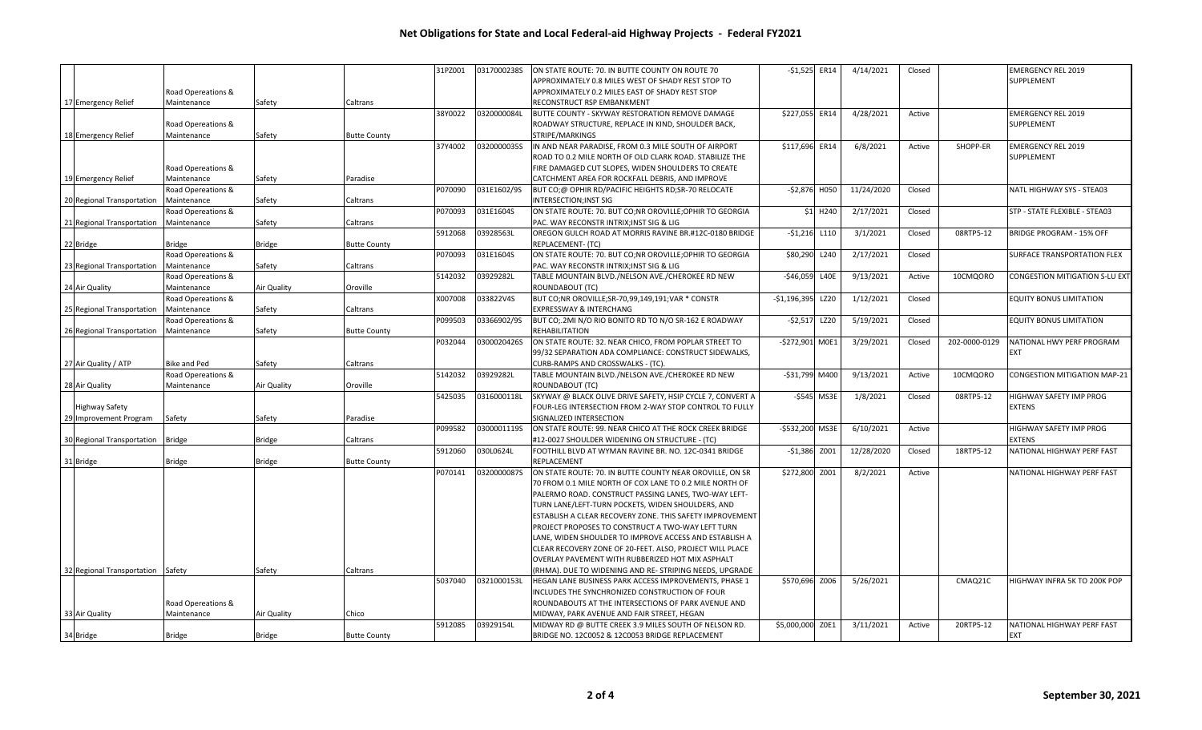# Net Obligations for State and Local Federal-aid Highway Projects - Federal FY2021

|  |  |  |  |  |  |  |  |  |  |  |  |  |  |
|---|---|---|---|---|---|---|---|---|---|---|---|---|---|
| 17 | Emergency Relief | Road Opereations & Maintenance | Safety | Caltrans | 31PZ001 | 0317000238S | ON STATE ROUTE: 70. IN BUTTE COUNTY ON ROUTE 70 APPROXIMATELY 0.8 MILES WEST OF SHADY REST STOP TO APPROXIMATELY 0.2 MILES EAST OF SHADY REST STOP RECONSTRUCT RSP EMBANKMENT | -$1,525 | ER14 | 4/14/2021 | Closed |  | EMERGENCY REL 2019 SUPPLEMENT |
| 18 | Emergency Relief | Road Opereations & Maintenance | Safety | Butte County | 38Y0022 | 0320000084L | BUTTE COUNTY - SKYWAY RESTORATION REMOVE DAMAGE ROADWAY STRUCTURE, REPLACE IN KIND, SHOULDER BACK, STRIPE/MARKINGS | $227,055 | ER14 | 4/28/2021 | Active |  | EMERGENCY REL 2019 SUPPLEMENT |
| 19 | Emergency Relief | Road Opereations & Maintenance | Safety | Paradise | 37Y4002 | 0320000035S | IN AND NEAR PARADISE, FROM 0.3 MILE SOUTH OF AIRPORT ROAD TO 0.2 MILE NORTH OF OLD CLARK ROAD. STABILIZE THE FIRE DAMAGED CUT SLOPES, WIDEN SHOULDERS TO CREATE CATCHMENT AREA FOR ROCKFALL DEBRIS, AND IMPROVE | $117,696 | ER14 | 6/8/2021 | Active | SHOPP-ER | EMERGENCY REL 2019 SUPPLEMENT |
| 20 | Regional Transportation | Road Opereations & Maintenance | Safety | Caltrans | P070090 | 031E1602/9S | BUT CO;@ OPHIR RD/PACIFIC HEIGHTS RD;SR-70 RELOCATE INTERSECTION;INST SIG | -$2,876 | H050 | 11/24/2020 | Closed |  | NATL HIGHWAY SYS - STEA03 |
| 21 | Regional Transportation | Road Opereations & Maintenance | Safety | Caltrans | P070093 | 031E1604S | ON STATE ROUTE: 70. BUT CO;NR OROVILLE;OPHIR TO GEORGIA PAC. WAY RECONSTR INTRIX;INST SIG & LIG | $1 | H240 | 2/17/2021 | Closed |  | STP - STATE FLEXIBLE - STEA03 |
| 22 | Bridge | Bridge | Bridge | Butte County | 5912068 | 03928563L | OREGON GULCH ROAD AT MORRIS RAVINE BR.#12C-0180 BRIDGE REPLACEMENT- (TC) | -$1,216 | L110 | 3/1/2021 | Closed | 08RTP5-12 | BRIDGE PROGRAM - 15% OFF |
| 23 | Regional Transportation | Road Opereations & Maintenance | Safety | Caltrans | P070093 | 031E1604S | ON STATE ROUTE: 70. BUT CO;NR OROVILLE;OPHIR TO GEORGIA PAC. WAY RECONSTR INTRIX;INST SIG & LIG | $80,290 | L240 | 2/17/2021 | Closed |  | SURFACE TRANSPORTATION FLEX |
| 24 | Air Quality | Road Opereations & Maintenance | Air Quality | Oroville | 5142032 | 03929282L | TABLE MOUNTAIN BLVD./NELSON AVE./CHEROKEE RD NEW ROUNDABOUT (TC) | -$46,059 | L40E | 9/13/2021 | Active | 10CMQORO | CONGESTION MITIGATION S-LU EXT |
| 25 | Regional Transportation | Road Opereations & Maintenance | Safety | Caltrans | X007008 | 033822V4S | BUT CO;NR OROVILLE;SR-70,99,149,191;VAR * CONSTR EXPRESSWAY & INTERCHANG | -$1,196,395 | L220 | 1/12/2021 | Closed |  | EQUITY BONUS LIMITATION |
| 26 | Regional Transportation | Road Opereations & Maintenance | Safety | Butte County | P099503 | 03366902/9S | BUT CO;.2MI N/O RIO BONITO RD TO N/O SR-162 E ROADWAY REHABILITATION | -$2,517 | L220 | 5/19/2021 | Closed |  | EQUITY BONUS LIMITATION |
| 27 | Air Quality / ATP | Bike and Ped | Safety | Caltrans | P032044 | 0300020426S | ON STATE ROUTE: 32. NEAR CHICO, FROM POPLAR STREET TO 99/32 SEPARATION ADA COMPLIANCE: CONSTRUCT SIDEWALKS, CURB-RAMPS AND CROSSWALKS - (TC). | -$272,901 | M0E1 | 3/29/2021 | Closed | 202-0000-0129 | NATIONAL HWY PERF PROGRAM EXT |
| 28 | Air Quality | Road Opereations & Maintenance | Air Quality | Oroville | 5142032 | 03929282L | TABLE MOUNTAIN BLVD./NELSON AVE./CHEROKEE RD NEW ROUNDABOUT (TC) | -$31,799 | M400 | 9/13/2021 | Active | 10CMQORO | CONGESTION MITIGATION MAP-21 |
| 29 | Highway Safety Improvement Program | Safety | Safety | Paradise | 5425035 | 0316000118L | SKYWAY @ BLACK OLIVE DRIVE SAFETY, HSIP CYCLE 7, CONVERT A FOUR-LEG INTERSECTION FROM 2-WAY STOP CONTROL TO FULLY SIGNALIZED INTERSECTION | -$545 | MS3E | 1/8/2021 | Closed | 08RTP5-12 | HIGHWAY SAFETY IMP PROG EXTENS |
| 30 | Regional Transportation | Bridge | Bridge | Caltrans | P099582 | 0300001119S | ON STATE ROUTE: 99. NEAR CHICO AT THE ROCK CREEK BRIDGE #12-0027 SHOULDER WIDENING ON STRUCTURE - (TC) | -$532,200 | MS3E | 6/10/2021 | Active |  | HIGHWAY SAFETY IMP PROG EXTENS |
| 31 | Bridge | Bridge | Bridge | Butte County | 5912060 | 030L0624L | FOOTHILL BLVD AT WYMAN RAVINE BR. NO. 12C-0341 BRIDGE REPLACEMENT | -$1,386 | Z001 | 12/28/2020 | Closed | 18RTP5-12 | NATIONAL HIGHWAY PERF FAST |
| 32 | Regional Transportation | Safety | Safety | Caltrans | P070141 | 0320000087S | ON STATE ROUTE: 70. IN BUTTE COUNTY NEAR OROVILLE, ON SR 70 FROM 0.1 MILE NORTH OF COX LANE TO 0.2 MILE NORTH OF PALERMO ROAD. CONSTRUCT PASSING LANES, TWO-WAY LEFT-TURN LANE/LEFT-TURN POCKETS, WIDEN SHOULDERS, AND ESTABLISH A CLEAR RECOVERY ZONE. THIS SAFETY IMPROVEMENT PROJECT PROPOSES TO CONSTRUCT A TWO-WAY LEFT TURN LANE, WIDEN SHOULDER TO IMPROVE ACCESS AND ESTABLISH A CLEAR RECOVERY ZONE OF 20-FEET. ALSO, PROJECT WILL PLACE OVERLAY PAVEMENT WITH RUBBERIZED HOT MIX ASPHALT (RHMA). DUE TO WIDENING AND RE- STRIPING NEEDS, UPGRADE | $272,800 | Z001 | 8/2/2021 | Active |  | NATIONAL HIGHWAY PERF FAST |
| 33 | Air Quality | Road Opereations & Maintenance | Air Quality | Chico | 5037040 | 0321000153L | HEGAN LANE BUSINESS PARK ACCESS IMPROVEMENTS, PHASE 1 INCLUDES THE SYNCHRONIZED CONSTRUCTION OF FOUR ROUNDABOUTS AT THE INTERSECTIONS OF PARK AVENUE AND MIDWAY, PARK AVENUE AND FAIR STREET, HEGAN | $570,696 | Z006 | 5/26/2021 |  | CMAQ21C | HIGHWAY INFRA 5K TO 200K POP |
| 34 | Bridge | Bridge | Bridge | Butte County | 5912085 | 03929154L | MIDWAY RD @ BUTTE CREEK 3.9 MILES SOUTH OF NELSON RD. BRIDGE NO. 12C0052 & 12C0053 BRIDGE REPLACEMENT | $5,000,000 | Z0E1 | 3/11/2021 | Active | 20RTP5-12 | NATIONAL HIGHWAY PERF FAST EXT |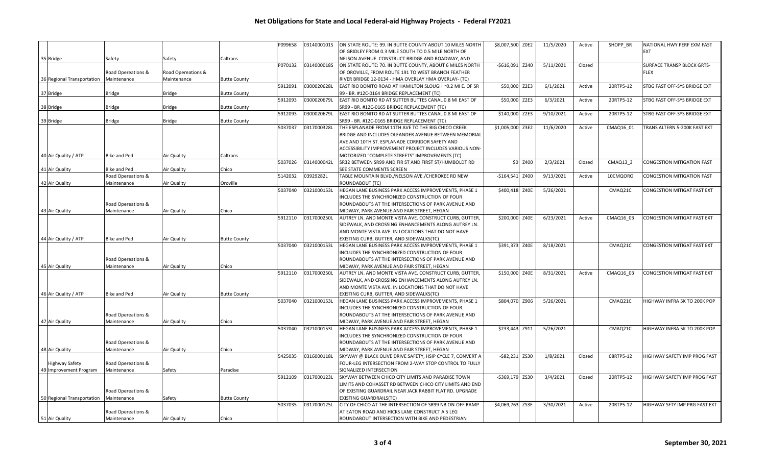# Net Obligations for State and Local Federal-aid Highway Projects - Federal FY2021

| | | | | | | | | | | | | |
|---|---|---|---|---|---|---|---|---|---|---|---|---|
| 35 Bridge | Safety | Safety | Caltrans | P099658 | 0314000101S | ON STATE ROUTE: 99. IN BUTTE COUNTY ABOUT 10 MILES NORTH OF GRIDLEY FROM 0.3 MILE SOUTH TO 0.5 MILE NORTH OF NELSON AVENUE. CONSTRUCT BRIDGE AND ROADWAY, AND | $8,007,500 | Z0E2 | 11/5/2020 | Active | SHOPP_BR | NATIONAL HWY PERF EXM FAST EXT |
| 36 Regional Transportation | Road Opereations & Maintenance | Road Opereations & Maintenance | Butte County | P070132 | 0314000018S | ON STATE ROUTE: 70. IN BUTTE COUNTY, ABOUT 6 MILES NORTH OF OROVILLE, FROM ROUTE 191 TO WEST BRANCH FEATHER RIVER BRIDGE 12-0134 - HMA OVERLAY HMA OVERLAY- (TC) | -$616,091 | Z240 | 5/11/2021 | Closed | | SURFACE TRANSP BLOCK GRTS-FLEX |
| 37 Bridge | Bridge | Bridge | Butte County | 5912091 | 0300020628L | EAST RIO BONITO ROAD AT HAMILTON SLOUGH ~0.2 MI E. OF SR 99 - BR. #12C-0164 BRIDGE REPLACEMENT (TC) | $50,000 | Z2E3 | 6/1/2021 | Active | 20RTP5-12 | STBG FAST OFF-SYS BRIDGE EXT |
| 38 Bridge | Bridge | Bridge | Butte County | 5912093 | 0300020679L | EAST RIO BONITO RD AT SUTTER BUTTES CANAL 0.8 MI EAST OF SR99 - BR. #12C-0165 BRIDGE REPLACEMENT (TC) | $50,000 | Z2E3 | 6/3/2021 | Active | 20RTP5-12 | STBG FAST OFF-SYS BRIDGE EXT |
| 39 Bridge | Bridge | Bridge | Butte County | 5912093 | 0300020679L | EAST RIO BONITO RD AT SUTTER BUTTES CANAL 0.8 MI EAST OF SR99 - BR. #12C-0165 BRIDGE REPLACEMENT (TC) | $140,000 | Z2E3 | 9/10/2021 | Active | 20RTP5-12 | STBG FAST OFF-SYS BRIDGE EXT |
| 40 Air Quality / ATP | Bike and Ped | Air Quality | Caltrans | 5037037 | 0317000328L | THE ESPLANADE FROM 11TH AVE TO THE BIG CHICO CREEK BRIDGE AND INCLUDES OLEANDER AVENUE BETWEEN MEMORIAL AVE AND 10TH ST. ESPLANADE CORRIDOR SAFETY AND ACCESSIBILITY IMPROVEMENT PROJECT INCLUDES VARIOUS NON-MOTORIZED "COMPLETE STREETS" IMPROVEMENTS (TC). | $1,005,000 | Z3E2 | 11/6/2020 | Active | CMAQ16_01 | TRANS ALTERN 5-200K FAST EXT |
| 41 Air Quality | Bike and Ped | Air Quality | Chico | 5037026 | 0314000042L | SR32 BETWEEN SR99 AND FIR ST AND FIRST ST/HUMBOLDT RD SEE STATE COMMENTS SCREEN | $0 | Z400 | 2/3/2021 | Closed | CMAQ13_3 | CONGESTION MITIGATION FAST |
| 42 Air Quality | Road Opereations & Maintenance | Air Quality | Oroville | 5142032 | 03929282L | TABLE MOUNTAIN BLVD./NELSON AVE./CHEROKEE RD NEW ROUNDABOUT (TC) | -$164,541 | Z400 | 9/13/2021 | Active | 10CMQORO | CONGESTION MITIGATION FAST |
| 43 Air Quality | Road Opereations & Maintenance | Air Quality | Chico | 5037040 | 0321000153L | HEGAN LANE BUSINESS PARK ACCESS IMPROVEMENTS, PHASE 1 INCLUDES THE SYNCHRONIZED CONSTRUCTION OF FOUR ROUNDABOUTS AT THE INTERSECTIONS OF PARK AVENUE AND MIDWAY, PARK AVENUE AND FAIR STREET, HEGAN | $400,418 | Z40E | 5/26/2021 | | CMAQ21C | CONGESTION MITIGAT FAST EXT |
| 44 Air Quality / ATP | Bike and Ped | Air Quality | Butte County | 5912110 | 0317000250L | AUTREY LN. AND MONTE VISTA AVE. CONSTRUCT CURB, GUTTER, SIDEWALK, AND CROSSING ENHANCEMENTS ALONG AUTREY LN. AND MONTE VISTA AVE. IN LOCATIONS THAT DO NOT HAVE EXISTING CURB, GUTTER, AND SIDEWALKS(TC) | $200,000 | Z40E | 6/23/2021 | Active | CMAQ16_03 | CONGESTION MITIGAT FAST EXT |
| 45 Air Quality | Road Opereations & Maintenance | Air Quality | Chico | 5037040 | 0321000153L | HEGAN LANE BUSINESS PARK ACCESS IMPROVEMENTS, PHASE 1 INCLUDES THE SYNCHRONIZED CONSTRUCTION OF FOUR ROUNDABOUTS AT THE INTERSECTIONS OF PARK AVENUE AND MIDWAY, PARK AVENUE AND FAIR STREET, HEGAN | $391,373 | Z40E | 8/18/2021 | | CMAQ21C | CONGESTION MITIGAT FAST EXT |
| 46 Air Quality / ATP | Bike and Ped | Air Quality | Butte County | 5912110 | 0317000250L | AUTREY LN. AND MONTE VISTA AVE. CONSTRUCT CURB, GUTTER, SIDEWALK, AND CROSSING ENHANCEMENTS ALONG AUTREY LN. AND MONTE VISTA AVE. IN LOCATIONS THAT DO NOT HAVE EXISTING CURB, GUTTER, AND SIDEWALKS(TC) | $150,000 | Z40E | 8/31/2021 | Active | CMAQ16_03 | CONGESTION MITIGAT FAST EXT |
| 47 Air Quality | Road Opereations & Maintenance | Air Quality | Chico | 5037040 | 0321000153L | HEGAN LANE BUSINESS PARK ACCESS IMPROVEMENTS, PHASE 1 INCLUDES THE SYNCHRONIZED CONSTRUCTION OF FOUR ROUNDABOUTS AT THE INTERSECTIONS OF PARK AVENUE AND MIDWAY, PARK AVENUE AND FAIR STREET, HEGAN | $804,070 | Z906 | 5/26/2021 | | CMAQ21C | HIGHWAY INFRA 5K TO 200K POP |
| 48 Air Quality | Road Opereations & Maintenance | Air Quality | Chico | 5037040 | 0321000153L | HEGAN LANE BUSINESS PARK ACCESS IMPROVEMENTS, PHASE 1 INCLUDES THE SYNCHRONIZED CONSTRUCTION OF FOUR ROUNDABOUTS AT THE INTERSECTIONS OF PARK AVENUE AND MIDWAY, PARK AVENUE AND FAIR STREET, HEGAN | $233,443 | Z911 | 5/26/2021 | | CMAQ21C | HIGHWAY INFRA 5K TO 200K POP |
| 49 Highway Safety Improvement Program | Road Opereations & Maintenance | Safety | Paradise | 5425035 | 0316000118L | SKYWAY @ BLACK OLIVE DRIVE SAFETY, HSIP CYCLE 7, CONVERT A FOUR-LEG INTERSECTION FROM 2-WAY STOP CONTROL TO FULLY SIGNALIZED INTERSECTION | -$82,231 | ZS30 | 1/8/2021 | Closed | 08RTP5-12 | HIGHWAY SAFETY IMP PROG FAST |
| 50 Regional Transportation | Road Opereations & Maintenance | Safety | Butte County | 5912109 | 0317000123L | SKYWAY BETWEEN CHICO CITY LIMITS AND PARADISE TOWN LIMITS AND COHASSET RD BETWEEN CHICO CITY LIMITS AND END OF EXISTING GUARDRAIL NEAR JACK RABBIT FLAT RD. UPGRADE EXISTING GUARDRAILS(TC) | -$369,179 | ZS30 | 3/4/2021 | Closed | 20RTP5-12 | HIGHWAY SAFETY IMP PROG FAST |
| 51 Air Quality | Road Opereations & Maintenance | Air Quality | Chico | 5037035 | 0317000125L | CITY OF CHICO AT THE INTERSECTION OF SR99 NB ON-OFF RAMP AT EATON ROAD AND HICKS LANE CONSTRUCT A 5 LEG ROUNDABOUT INTERSECTION WITH BIKE AND PEDESTRIAN | $4,069,763 | ZS3E | 3/30/2021 | Active | 20RTP5-12 | HIGHWAY SFTY IMP PRG FAST EXT |

September 30, 2021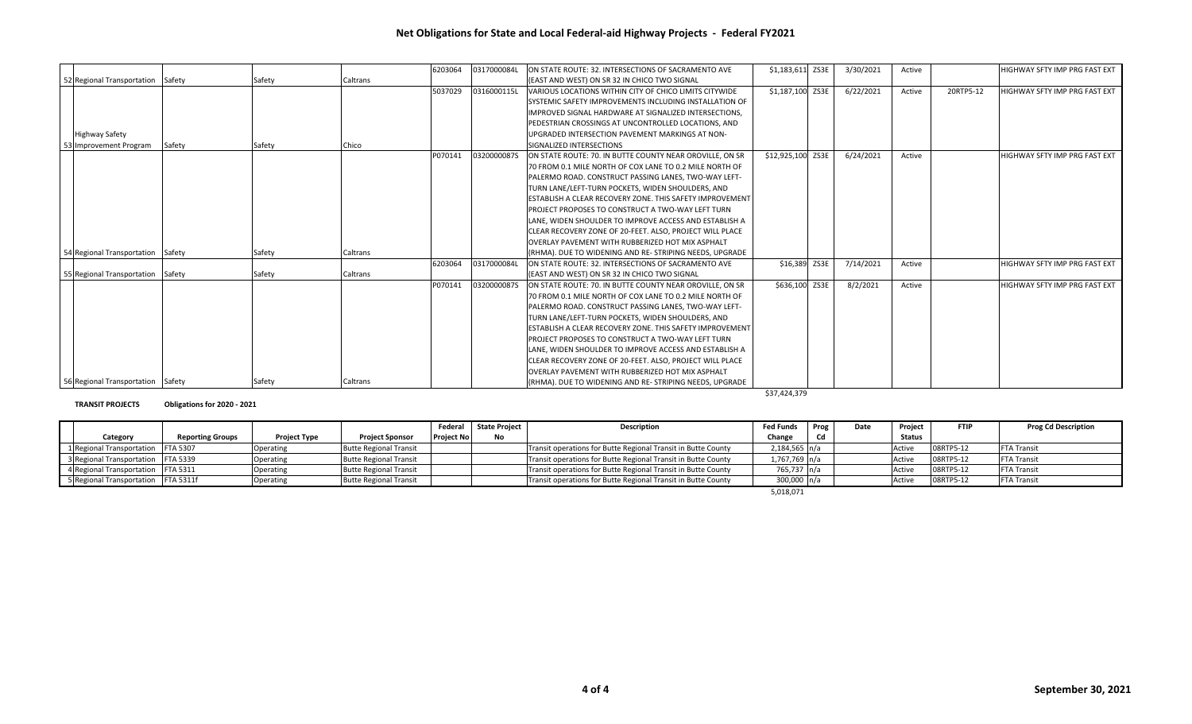## Net Obligations for State and Local Federal-aid Highway Projects - Federal FY2021

| | | | | | | | | | | | | | |
|---|---|---|---|---|---|---|---|---|---|---|---|---|---|
| 52 | Regional Transportation | Safety | Safety | Caltrans | 6203064 | 0317000084L | ON STATE ROUTE: 32. INTERSECTIONS OF SACRAMENTO AVE (EAST AND WEST) ON SR 32 IN CHICO TWO SIGNAL | $1,183,611 | ZS3E | 3/30/2021 | Active | | HIGHWAY SFTY IMP PRG FAST EXT |
| 53 | Highway Safety Improvement Program | Safety | Safety | Chico | 5037029 | 0316000115L | VARIOUS LOCATIONS WITHIN CITY OF CHICO LIMITS CITYWIDE SYSTEMIC SAFETY IMPROVEMENTS INCLUDING INSTALLATION OF IMPROVED SIGNAL HARDWARE AT SIGNALIZED INTERSECTIONS, PEDESTRIAN CROSSINGS AT UNCONTROLLED LOCATIONS, AND UPGRADED INTERSECTION PAVEMENT MARKINGS AT NON-SIGNALIZED INTERSECTIONS | $1,187,100 | ZS3E | 6/22/2021 | Active | 20RTP5-12 | HIGHWAY SFTY IMP PRG FAST EXT |
| 54 | Regional Transportation | Safety | Safety | Caltrans | P070141 | 0320000087S | ON STATE ROUTE: 70. IN BUTTE COUNTY NEAR OROVILLE, ON SR 70 FROM 0.1 MILE NORTH OF COX LANE TO 0.2 MILE NORTH OF PALERMO ROAD. CONSTRUCT PASSING LANES, TWO-WAY LEFT-TURN LANE/LEFT-TURN POCKETS, WIDEN SHOULDERS, AND ESTABLISH A CLEAR RECOVERY ZONE. THIS SAFETY IMPROVEMENT PROJECT PROPOSES TO CONSTRUCT A TWO-WAY LEFT TURN LANE, WIDEN SHOULDER TO IMPROVE ACCESS AND ESTABLISH A CLEAR RECOVERY ZONE OF 20-FEET. ALSO, PROJECT WILL PLACE OVERLAY PAVEMENT WITH RUBBERIZED HOT MIX ASPHALT (RHMA). DUE TO WIDENING AND RE- STRIPING NEEDS, UPGRADE | $12,925,100 | ZS3E | 6/24/2021 | Active | | HIGHWAY SFTY IMP PRG FAST EXT |
| 55 | Regional Transportation | Safety | Safety | Caltrans | 6203064 | 0317000084L | ON STATE ROUTE: 32. INTERSECTIONS OF SACRAMENTO AVE (EAST AND WEST) ON SR 32 IN CHICO TWO SIGNAL | $16,389 | ZS3E | 7/14/2021 | Active | | HIGHWAY SFTY IMP PRG FAST EXT |
| 56 | Regional Transportation | Safety | Safety | Caltrans | P070141 | 0320000087S | ON STATE ROUTE: 70. IN BUTTE COUNTY NEAR OROVILLE, ON SR 70 FROM 0.1 MILE NORTH OF COX LANE TO 0.2 MILE NORTH OF PALERMO ROAD. CONSTRUCT PASSING LANES, TWO-WAY LEFT-TURN LANE/LEFT-TURN POCKETS, WIDEN SHOULDERS, AND ESTABLISH A CLEAR RECOVERY ZONE. THIS SAFETY IMPROVEMENT PROJECT PROPOSES TO CONSTRUCT A TWO-WAY LEFT TURN LANE, WIDEN SHOULDER TO IMPROVE ACCESS AND ESTABLISH A CLEAR RECOVERY ZONE OF 20-FEET. ALSO, PROJECT WILL PLACE OVERLAY PAVEMENT WITH RUBBERIZED HOT MIX ASPHALT (RHMA). DUE TO WIDENING AND RE- STRIPING NEEDS, UPGRADE | $636,100 | ZS3E | 8/2/2021 | Active | | HIGHWAY SFTY IMP PRG FAST EXT |
| | | | | | | | | $37,424,379 | | | | | |

**TRANSIT PROJECTS** Obligations for 2020 - 2021

| | Category | Reporting Groups | Project Type | Project Sponsor | Federal Project No | State Project No | Description | Fed Funds Change | Prog Cd | Date | Project Status | FTIP | Prog Cd Description |
|---|---|---|---|---|---|---|---|---|---|---|---|---|---|
| 1 | Regional Transportation | FTA 5307 | Operating | Butte Regional Transit | | | Transit operations for Butte Regional Transit in Butte County | 2,184,565 | n/a | | Active | 08RTP5-12 | FTA Transit |
| 3 | Regional Transportation | FTA 5339 | Operating | Butte Regional Transit | | | Transit operations for Butte Regional Transit in Butte County | 1,767,769 | n/a | | Active | 08RTP5-12 | FTA Transit |
| 4 | Regional Transportation | FTA 5311 | Operating | Butte Regional Transit | | | Transit operations for Butte Regional Transit in Butte County | 765,737 | n/a | | Active | 08RTP5-12 | FTA Transit |
| 5 | Regional Transportation | FTA 5311f | Operating | Butte Regional Transit | | | Transit operations for Butte Regional Transit in Butte County | 300,000 | n/a | | Active | 08RTP5-12 | FTA Transit |
| | | | | | | | | 5,018,071 | | | | | |

September 30, 2021